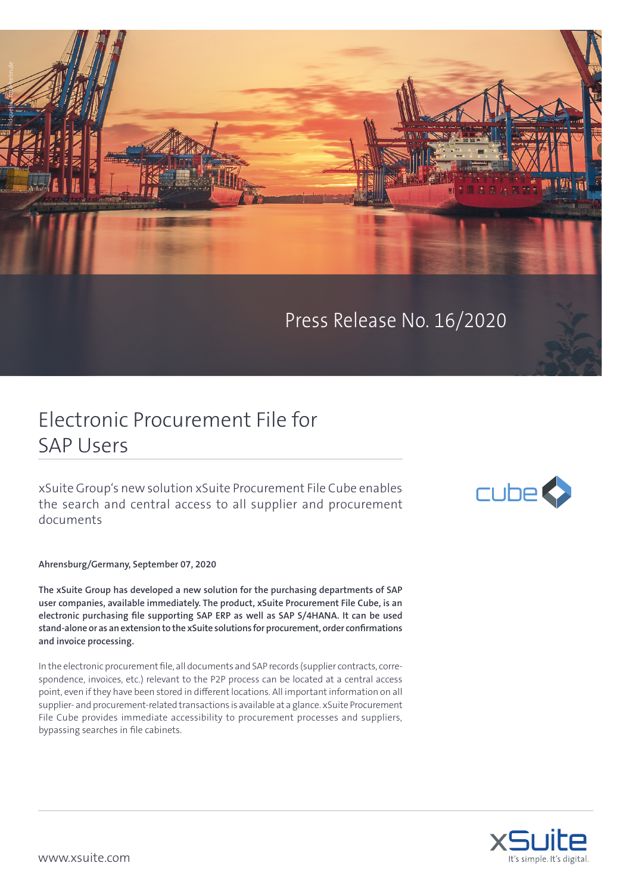Press Release No. 16/2020

# Electronic Procurement File for SAP Users

## xSuite Group's new solution xSuite Procurement File Cube enables the search and central access to all supplier and procurement documents

**Ahrensburg/Germany, September 07, 2020**

**The xSuite Group has developed a new solution for the purchasing departments of SAP user companies, available immediately. The product, xSuite Procurement File Cube, is an electronic purchasing file supporting SAP ERP as well as SAP S/4HANA. It can be used stand-alone or as an extension to the xSuite solutions for procurement, order confirmations and invoice processing.**

In the electronic procurement file, all documents and SAP records (supplier contracts, correspondence, invoices, etc.) relevant to the P2P process can be located at a central access point, even if they have been stored in different locations. All important information on all supplier- and procurement-related transactions is available at a glance. xSuite Procurement File Cube provides immediate accessibility to procurement processes and suppliers, bypassing searches in file cabinets.

www.xsuite.com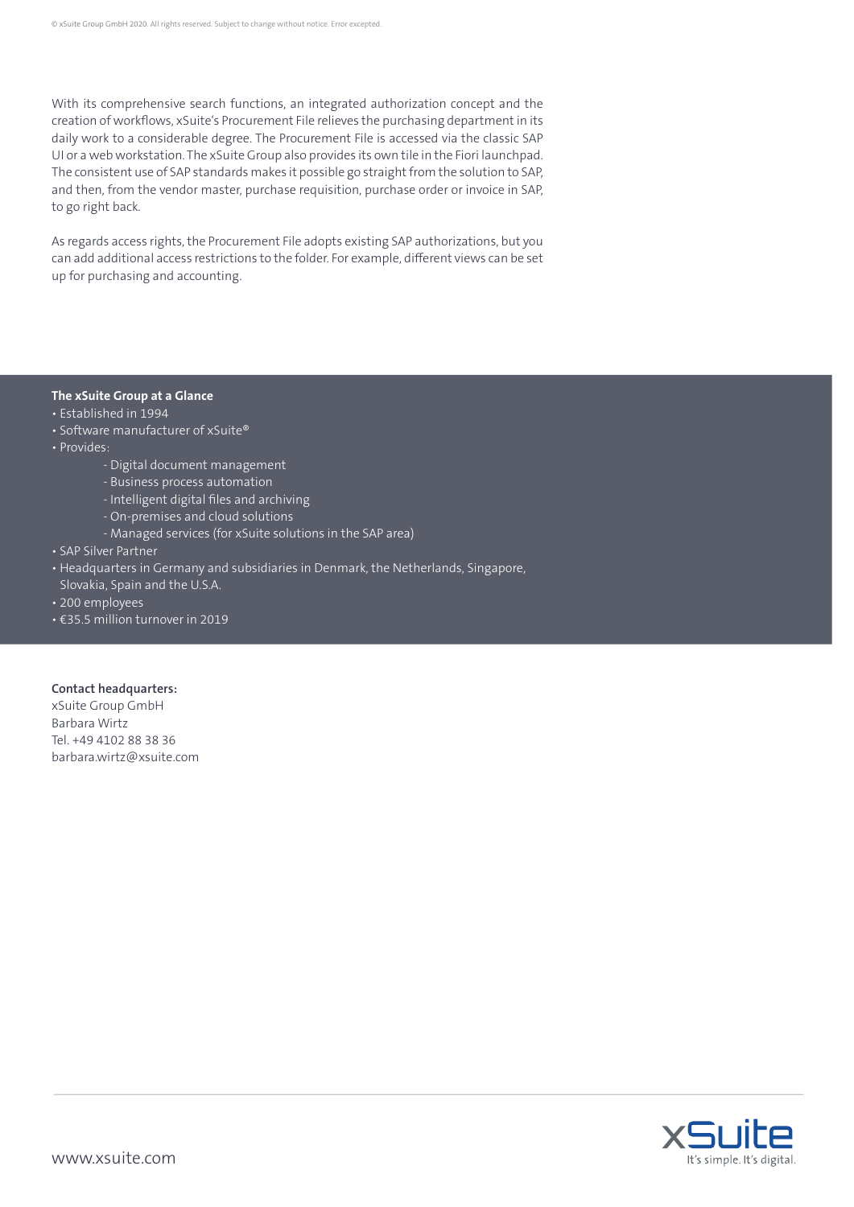With its comprehensive search functions, an integrated authorization concept and the creation of workflows, xSuite's Procurement File relieves the purchasing department in its daily work to a considerable degree. The Procurement File is accessed via the classic SAP UI or a web workstation. The xSuite Group also provides its own tile in the Fiori launchpad. The consistent use of SAP standards makes it possible go straight from the solution to SAP, and then, from the vendor master, purchase requisition, purchase order or invoice in SAP, to go right back.

As regards access rights, the Procurement File adopts existing SAP authorizations, but you can add additional access restrictions to the folder. For example, different views can be set up for purchasing and accounting.

**The xSuite Group at a Glance**

- Established in 1994
- Software manufacturer of xSuite®
- Provides:
  - Digital document management
  - Business process automation
  - Intelligent digital files and archiving
  - On-premises and cloud solutions
  - Managed services (for xSuite solutions in the SAP area)
- SAP Silver Partner
- Headquarters in Germany and subsidiaries in Denmark, the Netherlands, Singapore, Slovakia, Spain and the U.S.A.
- 200 employees
- €35.5 million turnover in 2019

**Contact headquarters:**
xSuite Group GmbH
Barbara Wirtz
Tel. +49 4102 88 38 36
barbara.wirtz@xsuite.com

www.xsuite.com

xSuite
It's simple. It's digital.